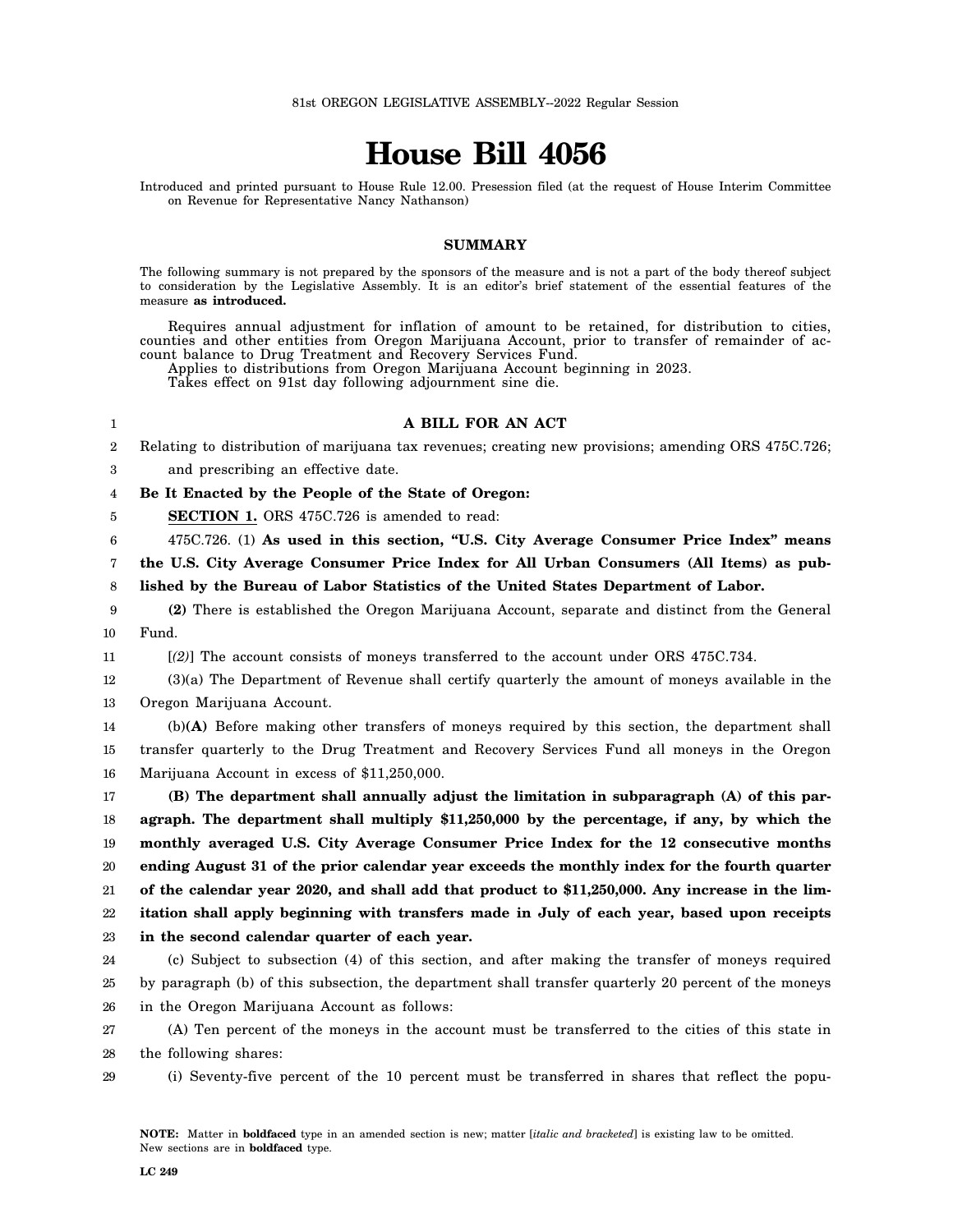81st OREGON LEGISLATIVE ASSEMBLY--2022 Regular Session

# House Bill 4056

Introduced and printed pursuant to House Rule 12.00. Presession filed (at the request of House Interim Committee on Revenue for Representative Nancy Nathanson)

## SUMMARY

The following summary is not prepared by the sponsors of the measure and is not a part of the body thereof subject to consideration by the Legislative Assembly. It is an editor's brief statement of the essential features of the measure **as introduced.**

Requires annual adjustment for inflation of amount to be retained, for distribution to cities, counties and other entities from Oregon Marijuana Account, prior to transfer of remainder of account balance to Drug Treatment and Recovery Services Fund.

Applies to distributions from Oregon Marijuana Account beginning in 2023.

Takes effect on 91st day following adjournment sine die.

**A BILL FOR AN ACT**

Relating to distribution of marijuana tax revenues; creating new provisions; amending ORS 475C.726; and prescribing an effective date.

**Be It Enacted by the People of the State of Oregon:**

**SECTION 1.** ORS 475C.726 is amended to read:

475C.726. (1) **As used in this section, "U.S. City Average Consumer Price Index" means the U.S. City Average Consumer Price Index for All Urban Consumers (All Items) as published by the Bureau of Labor Statistics of the United States Department of Labor.**

**(2)** There is established the Oregon Marijuana Account, separate and distinct from the General Fund.

[*(2)*] The account consists of moneys transferred to the account under ORS 475C.734.

(3)(a) The Department of Revenue shall certify quarterly the amount of moneys available in the Oregon Marijuana Account.

(b)**(A)** Before making other transfers of moneys required by this section, the department shall transfer quarterly to the Drug Treatment and Recovery Services Fund all moneys in the Oregon Marijuana Account in excess of $11,250,000.

**(B) The department shall annually adjust the limitation in subparagraph (A) of this paragraph. The department shall multiply $11,250,000 by the percentage, if any, by which the monthly averaged U.S. City Average Consumer Price Index for the 12 consecutive months ending August 31 of the prior calendar year exceeds the monthly index for the fourth quarter of the calendar year 2020, and shall add that product to $11,250,000. Any increase in the limitation shall apply beginning with transfers made in July of each year, based upon receipts in the second calendar quarter of each year.**

(c) Subject to subsection (4) of this section, and after making the transfer of moneys required by paragraph (b) of this subsection, the department shall transfer quarterly 20 percent of the moneys in the Oregon Marijuana Account as follows:

(A) Ten percent of the moneys in the account must be transferred to the cities of this state in the following shares:

(i) Seventy-five percent of the 10 percent must be transferred in shares that reflect the popu-

**NOTE:** Matter in **boldfaced** type in an amended section is new; matter [*italic and bracketed*] is existing law to be omitted. New sections are in **boldfaced** type.

LC 249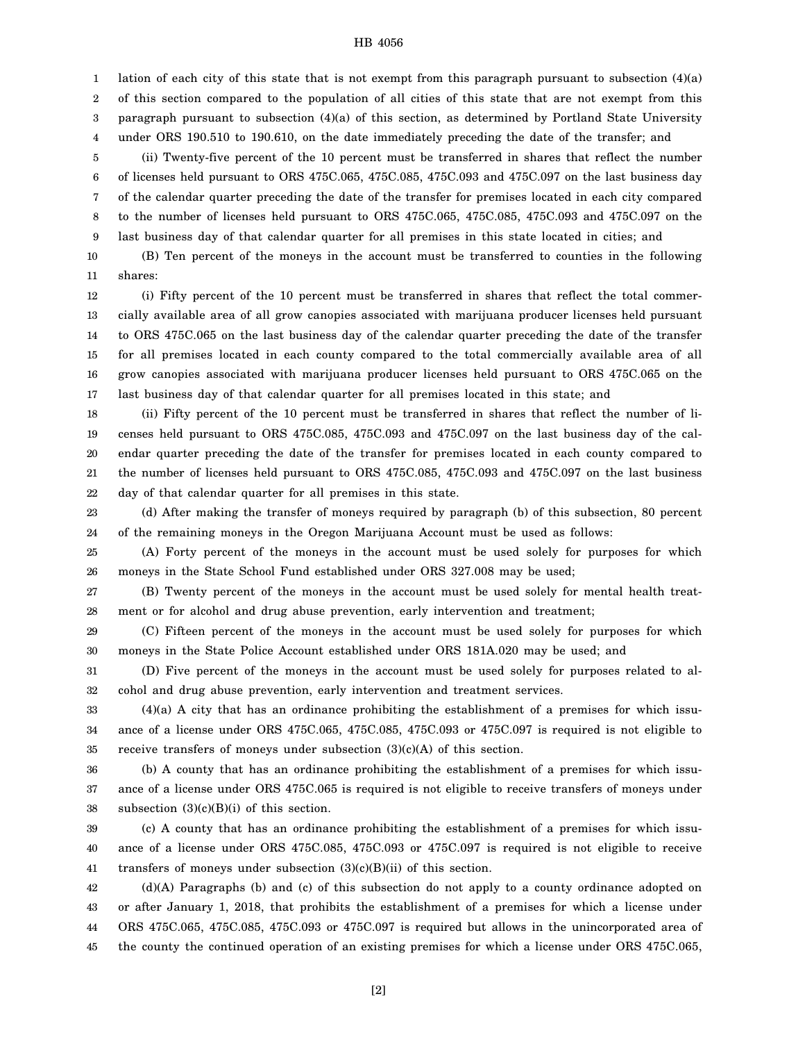lation of each city of this state that is not exempt from this paragraph pursuant to subsection (4)(a) of this section compared to the population of all cities of this state that are not exempt from this paragraph pursuant to subsection (4)(a) of this section, as determined by Portland State University under ORS 190.510 to 190.610, on the date immediately preceding the date of the transfer; and

(ii) Twenty-five percent of the 10 percent must be transferred in shares that reflect the number of licenses held pursuant to ORS 475C.065, 475C.085, 475C.093 and 475C.097 on the last business day of the calendar quarter preceding the date of the transfer for premises located in each city compared to the number of licenses held pursuant to ORS 475C.065, 475C.085, 475C.093 and 475C.097 on the last business day of that calendar quarter for all premises in this state located in cities; and

(B) Ten percent of the moneys in the account must be transferred to counties in the following shares:

(i) Fifty percent of the 10 percent must be transferred in shares that reflect the total commercially available area of all grow canopies associated with marijuana producer licenses held pursuant to ORS 475C.065 on the last business day of the calendar quarter preceding the date of the transfer for all premises located in each county compared to the total commercially available area of all grow canopies associated with marijuana producer licenses held pursuant to ORS 475C.065 on the last business day of that calendar quarter for all premises located in this state; and

(ii) Fifty percent of the 10 percent must be transferred in shares that reflect the number of licenses held pursuant to ORS 475C.085, 475C.093 and 475C.097 on the last business day of the calendar quarter preceding the date of the transfer for premises located in each county compared to the number of licenses held pursuant to ORS 475C.085, 475C.093 and 475C.097 on the last business day of that calendar quarter for all premises in this state.

(d) After making the transfer of moneys required by paragraph (b) of this subsection, 80 percent of the remaining moneys in the Oregon Marijuana Account must be used as follows:

(A) Forty percent of the moneys in the account must be used solely for purposes for which moneys in the State School Fund established under ORS 327.008 may be used;

(B) Twenty percent of the moneys in the account must be used solely for mental health treatment or for alcohol and drug abuse prevention, early intervention and treatment;

(C) Fifteen percent of the moneys in the account must be used solely for purposes for which moneys in the State Police Account established under ORS 181A.020 may be used; and

(D) Five percent of the moneys in the account must be used solely for purposes related to alcohol and drug abuse prevention, early intervention and treatment services.

(4)(a) A city that has an ordinance prohibiting the establishment of a premises for which issuance of a license under ORS 475C.065, 475C.085, 475C.093 or 475C.097 is required is not eligible to receive transfers of moneys under subsection (3)(c)(A) of this section.

(b) A county that has an ordinance prohibiting the establishment of a premises for which issuance of a license under ORS 475C.065 is required is not eligible to receive transfers of moneys under subsection (3)(c)(B)(i) of this section.

(c) A county that has an ordinance prohibiting the establishment of a premises for which issuance of a license under ORS 475C.085, 475C.093 or 475C.097 is required is not eligible to receive transfers of moneys under subsection (3)(c)(B)(ii) of this section.

(d)(A) Paragraphs (b) and (c) of this subsection do not apply to a county ordinance adopted on or after January 1, 2018, that prohibits the establishment of a premises for which a license under ORS 475C.065, 475C.085, 475C.093 or 475C.097 is required but allows in the unincorporated area of the county the continued operation of an existing premises for which a license under ORS 475C.065,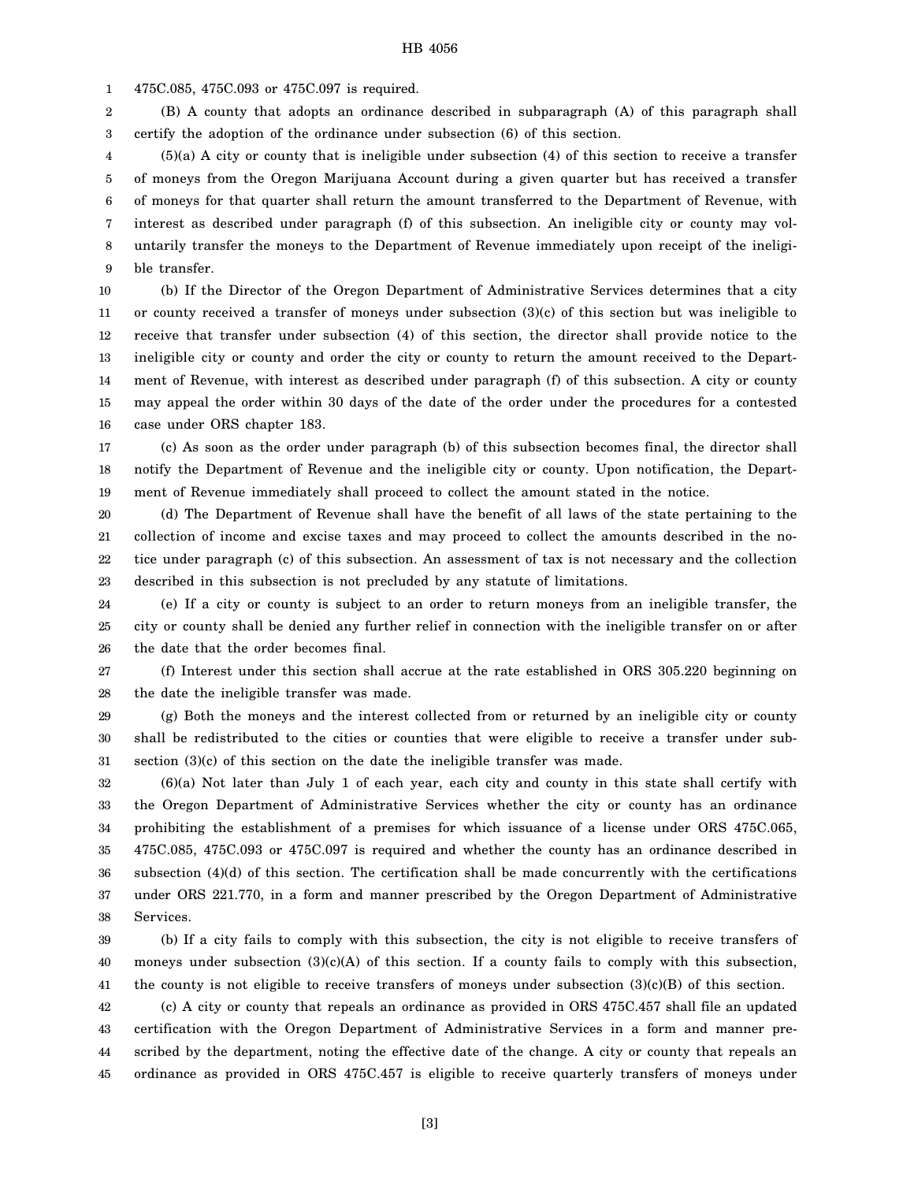475C.085, 475C.093 or 475C.097 is required.

(B) A county that adopts an ordinance described in subparagraph (A) of this paragraph shall certify the adoption of the ordinance under subsection (6) of this section.

(5)(a) A city or county that is ineligible under subsection (4) of this section to receive a transfer of moneys from the Oregon Marijuana Account during a given quarter but has received a transfer of moneys for that quarter shall return the amount transferred to the Department of Revenue, with interest as described under paragraph (f) of this subsection. An ineligible city or county may voluntarily transfer the moneys to the Department of Revenue immediately upon receipt of the ineligible transfer.

(b) If the Director of the Oregon Department of Administrative Services determines that a city or county received a transfer of moneys under subsection (3)(c) of this section but was ineligible to receive that transfer under subsection (4) of this section, the director shall provide notice to the ineligible city or county and order the city or county to return the amount received to the Department of Revenue, with interest as described under paragraph (f) of this subsection. A city or county may appeal the order within 30 days of the date of the order under the procedures for a contested case under ORS chapter 183.

(c) As soon as the order under paragraph (b) of this subsection becomes final, the director shall notify the Department of Revenue and the ineligible city or county. Upon notification, the Department of Revenue immediately shall proceed to collect the amount stated in the notice.

(d) The Department of Revenue shall have the benefit of all laws of the state pertaining to the collection of income and excise taxes and may proceed to collect the amounts described in the notice under paragraph (c) of this subsection. An assessment of tax is not necessary and the collection described in this subsection is not precluded by any statute of limitations.

(e) If a city or county is subject to an order to return moneys from an ineligible transfer, the city or county shall be denied any further relief in connection with the ineligible transfer on or after the date that the order becomes final.

(f) Interest under this section shall accrue at the rate established in ORS 305.220 beginning on the date the ineligible transfer was made.

(g) Both the moneys and the interest collected from or returned by an ineligible city or county shall be redistributed to the cities or counties that were eligible to receive a transfer under subsection (3)(c) of this section on the date the ineligible transfer was made.

(6)(a) Not later than July 1 of each year, each city and county in this state shall certify with the Oregon Department of Administrative Services whether the city or county has an ordinance prohibiting the establishment of a premises for which issuance of a license under ORS 475C.065, 475C.085, 475C.093 or 475C.097 is required and whether the county has an ordinance described in subsection (4)(d) of this section. The certification shall be made concurrently with the certifications under ORS 221.770, in a form and manner prescribed by the Oregon Department of Administrative Services.

(b) If a city fails to comply with this subsection, the city is not eligible to receive transfers of moneys under subsection (3)(c)(A) of this section. If a county fails to comply with this subsection, the county is not eligible to receive transfers of moneys under subsection (3)(c)(B) of this section.

(c) A city or county that repeals an ordinance as provided in ORS 475C.457 shall file an updated certification with the Oregon Department of Administrative Services in a form and manner prescribed by the department, noting the effective date of the change. A city or county that repeals an ordinance as provided in ORS 475C.457 is eligible to receive quarterly transfers of moneys under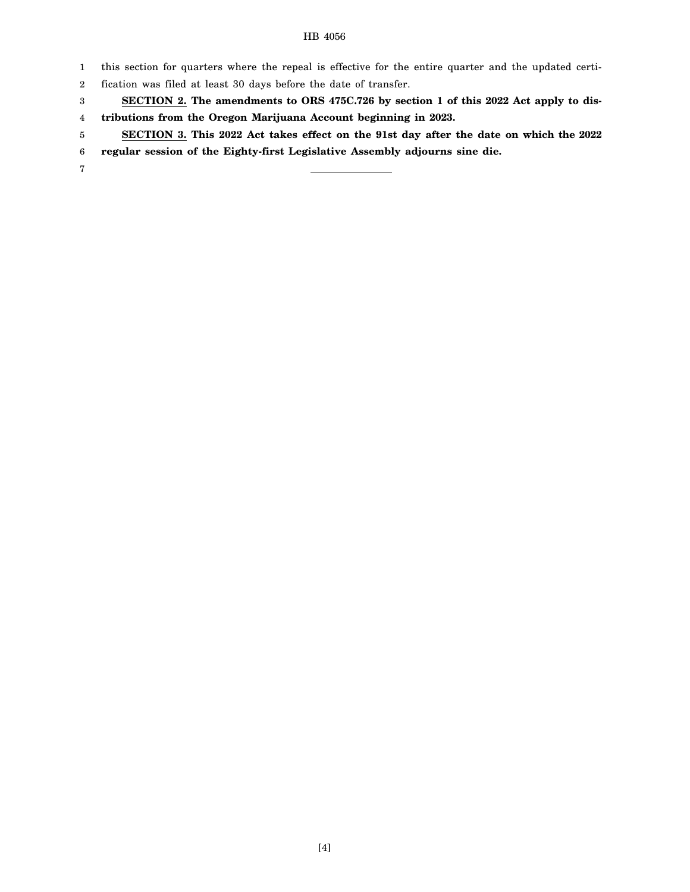this section for quarters where the repeal is effective for the entire quarter and the updated certification was filed at least 30 days before the date of transfer.

**SECTION 2. The amendments to ORS 475C.726 by section 1 of this 2022 Act apply to distributions from the Oregon Marijuana Account beginning in 2023.**

**SECTION 3. This 2022 Act takes effect on the 91st day after the date on which the 2022 regular session of the Eighty-first Legislative Assembly adjourns sine die.**